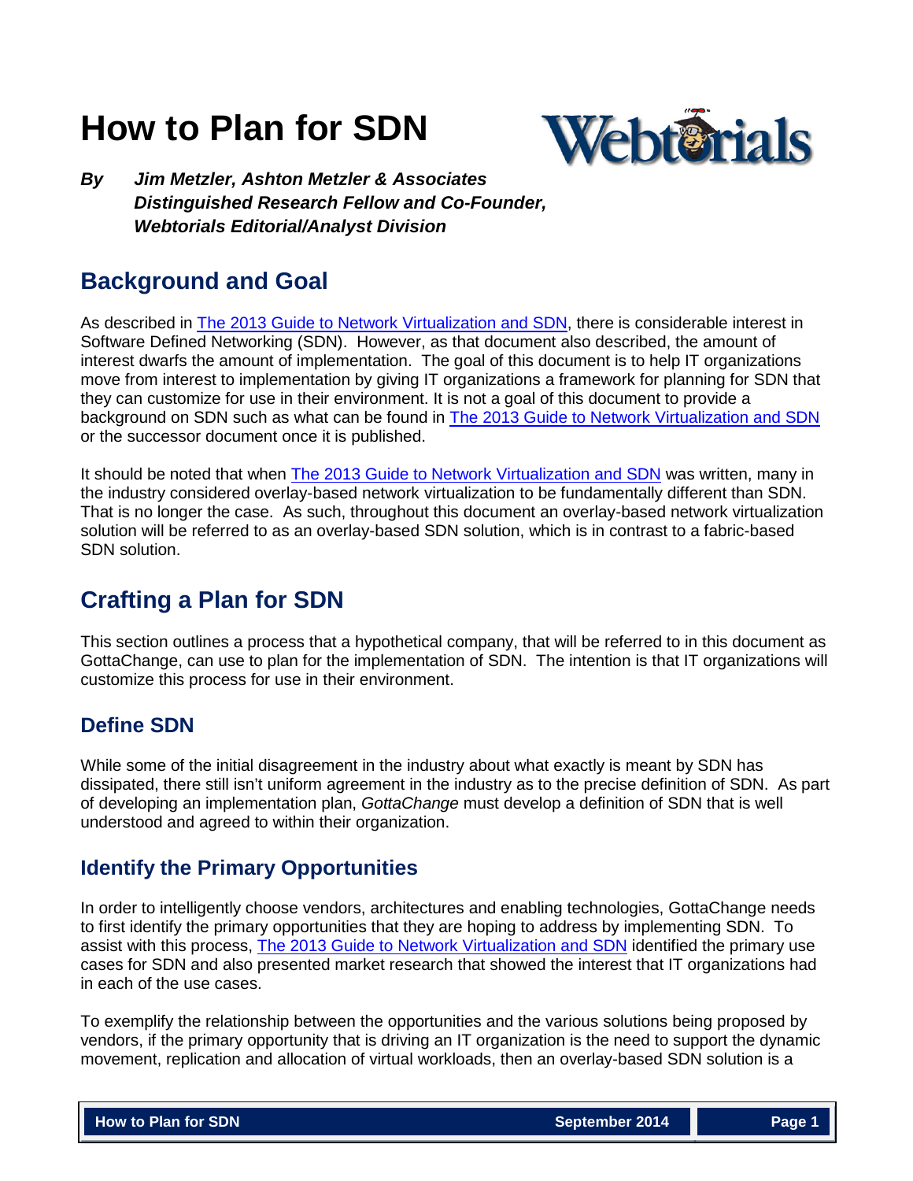# How to Plan for SDN

***By Jim Metzler, Ashton Metzler & Associates***
***Distinguished Research Fellow and Co-Founder,***
***Webtorials Editorial/Analyst Division***

## Background and Goal

As described in [The 2013 Guide to Network Virtualization and SDN](), there is considerable interest in Software Defined Networking (SDN). However, as that document also described, the amount of interest dwarfs the amount of implementation. The goal of this document is to help IT organizations move from interest to implementation by giving IT organizations a framework for planning for SDN that they can customize for use in their environment. It is not a goal of this document to provide a background on SDN such as what can be found in [The 2013 Guide to Network Virtualization and SDN]() or the successor document once it is published.

It should be noted that when [The 2013 Guide to Network Virtualization and SDN]() was written, many in the industry considered overlay-based network virtualization to be fundamentally different than SDN. That is no longer the case. As such, throughout this document an overlay-based network virtualization solution will be referred to as an overlay-based SDN solution, which is in contrast to a fabric-based SDN solution.

## Crafting a Plan for SDN

This section outlines a process that a hypothetical company, that will be referred to in this document as GottaChange, can use to plan for the implementation of SDN. The intention is that IT organizations will customize this process for use in their environment.

### Define SDN

While some of the initial disagreement in the industry about what exactly is meant by SDN has dissipated, there still isn't uniform agreement in the industry as to the precise definition of SDN. As part of developing an implementation plan, *GottaChange* must develop a definition of SDN that is well understood and agreed to within their organization.

### Identify the Primary Opportunities

In order to intelligently choose vendors, architectures and enabling technologies, GottaChange needs to first identify the primary opportunities that they are hoping to address by implementing SDN. To assist with this process, [The 2013 Guide to Network Virtualization and SDN]() identified the primary use cases for SDN and also presented market research that showed the interest that IT organizations had in each of the use cases.

To exemplify the relationship between the opportunities and the various solutions being proposed by vendors, if the primary opportunity that is driving an IT organization is the need to support the dynamic movement, replication and allocation of virtual workloads, then an overlay-based SDN solution is a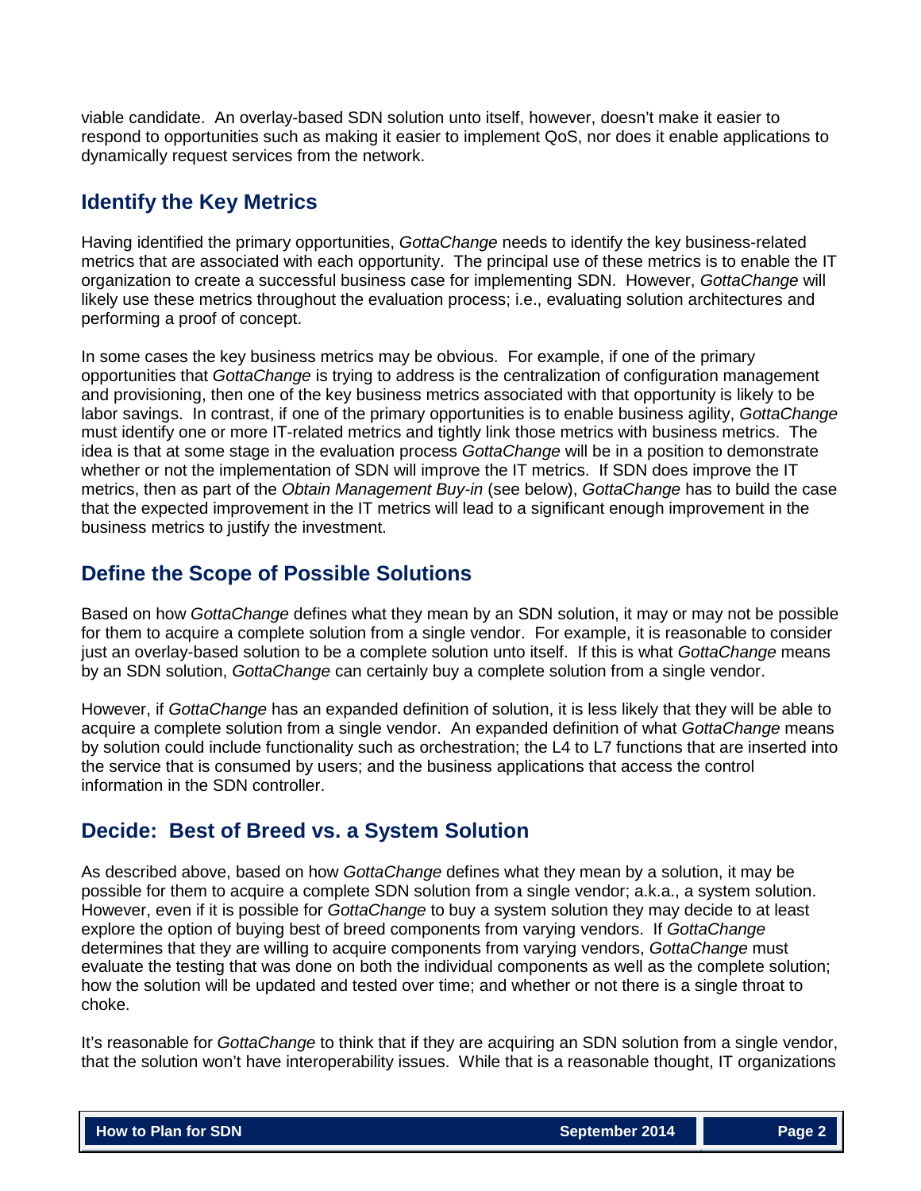viable candidate. An overlay-based SDN solution unto itself, however, doesn't make it easier to respond to opportunities such as making it easier to implement QoS, nor does it enable applications to dynamically request services from the network.

## Identify the Key Metrics

Having identified the primary opportunities, *GottaChange* needs to identify the key business-related metrics that are associated with each opportunity. The principal use of these metrics is to enable the IT organization to create a successful business case for implementing SDN. However, *GottaChange* will likely use these metrics throughout the evaluation process; i.e., evaluating solution architectures and performing a proof of concept.

In some cases the key business metrics may be obvious. For example, if one of the primary opportunities that *GottaChange* is trying to address is the centralization of configuration management and provisioning, then one of the key business metrics associated with that opportunity is likely to be labor savings. In contrast, if one of the primary opportunities is to enable business agility, *GottaChange* must identify one or more IT-related metrics and tightly link those metrics with business metrics. The idea is that at some stage in the evaluation process *GottaChange* will be in a position to demonstrate whether or not the implementation of SDN will improve the IT metrics. If SDN does improve the IT metrics, then as part of the *Obtain Management Buy-in* (see below), *GottaChange* has to build the case that the expected improvement in the IT metrics will lead to a significant enough improvement in the business metrics to justify the investment.

## Define the Scope of Possible Solutions

Based on how *GottaChange* defines what they mean by an SDN solution, it may or may not be possible for them to acquire a complete solution from a single vendor. For example, it is reasonable to consider just an overlay-based solution to be a complete solution unto itself. If this is what *GottaChange* means by an SDN solution, *GottaChange* can certainly buy a complete solution from a single vendor.

However, if *GottaChange* has an expanded definition of solution, it is less likely that they will be able to acquire a complete solution from a single vendor. An expanded definition of what *GottaChange* means by solution could include functionality such as orchestration; the L4 to L7 functions that are inserted into the service that is consumed by users; and the business applications that access the control information in the SDN controller.

## Decide: Best of Breed vs. a System Solution

As described above, based on how *GottaChange* defines what they mean by a solution, it may be possible for them to acquire a complete SDN solution from a single vendor; a.k.a., a system solution. However, even if it is possible for *GottaChange* to buy a system solution they may decide to at least explore the option of buying best of breed components from varying vendors. If *GottaChange* determines that they are willing to acquire components from varying vendors, *GottaChange* must evaluate the testing that was done on both the individual components as well as the complete solution; how the solution will be updated and tested over time; and whether or not there is a single throat to choke.

It's reasonable for *GottaChange* to think that if they are acquiring an SDN solution from a single vendor, that the solution won't have interoperability issues. While that is a reasonable thought, IT organizations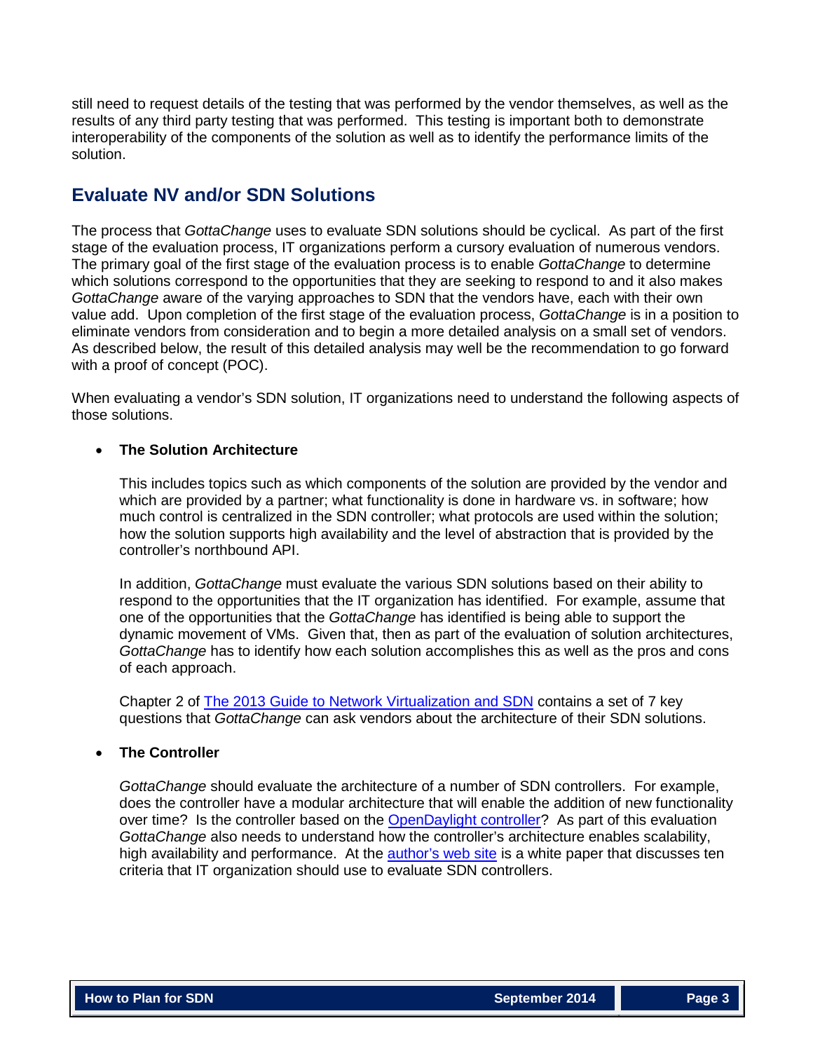still need to request details of the testing that was performed by the vendor themselves, as well as the results of any third party testing that was performed. This testing is important both to demonstrate interoperability of the components of the solution as well as to identify the performance limits of the solution.

## Evaluate NV and/or SDN Solutions

The process that *GottaChange* uses to evaluate SDN solutions should be cyclical. As part of the first stage of the evaluation process, IT organizations perform a cursory evaluation of numerous vendors. The primary goal of the first stage of the evaluation process is to enable *GottaChange* to determine which solutions correspond to the opportunities that they are seeking to respond to and it also makes *GottaChange* aware of the varying approaches to SDN that the vendors have, each with their own value add. Upon completion of the first stage of the evaluation process, *GottaChange* is in a position to eliminate vendors from consideration and to begin a more detailed analysis on a small set of vendors. As described below, the result of this detailed analysis may well be the recommendation to go forward with a proof of concept (POC).

When evaluating a vendor's SDN solution, IT organizations need to understand the following aspects of those solutions.

- **The Solution Architecture**

  This includes topics such as which components of the solution are provided by the vendor and which are provided by a partner; what functionality is done in hardware vs. in software; how much control is centralized in the SDN controller; what protocols are used within the solution; how the solution supports high availability and the level of abstraction that is provided by the controller's northbound API.

  In addition, *GottaChange* must evaluate the various SDN solutions based on their ability to respond to the opportunities that the IT organization has identified. For example, assume that one of the opportunities that the *GottaChange* has identified is being able to support the dynamic movement of VMs. Given that, then as part of the evaluation of solution architectures, *GottaChange* has to identify how each solution accomplishes this as well as the pros and cons of each approach.

  Chapter 2 of The 2013 Guide to Network Virtualization and SDN contains a set of 7 key questions that *GottaChange* can ask vendors about the architecture of their SDN solutions.

- **The Controller**

  *GottaChange* should evaluate the architecture of a number of SDN controllers. For example, does the controller have a modular architecture that will enable the addition of new functionality over time? Is the controller based on the OpenDaylight controller? As part of this evaluation *GottaChange* also needs to understand how the controller's architecture enables scalability, high availability and performance. At the author's web site is a white paper that discusses ten criteria that IT organization should use to evaluate SDN controllers.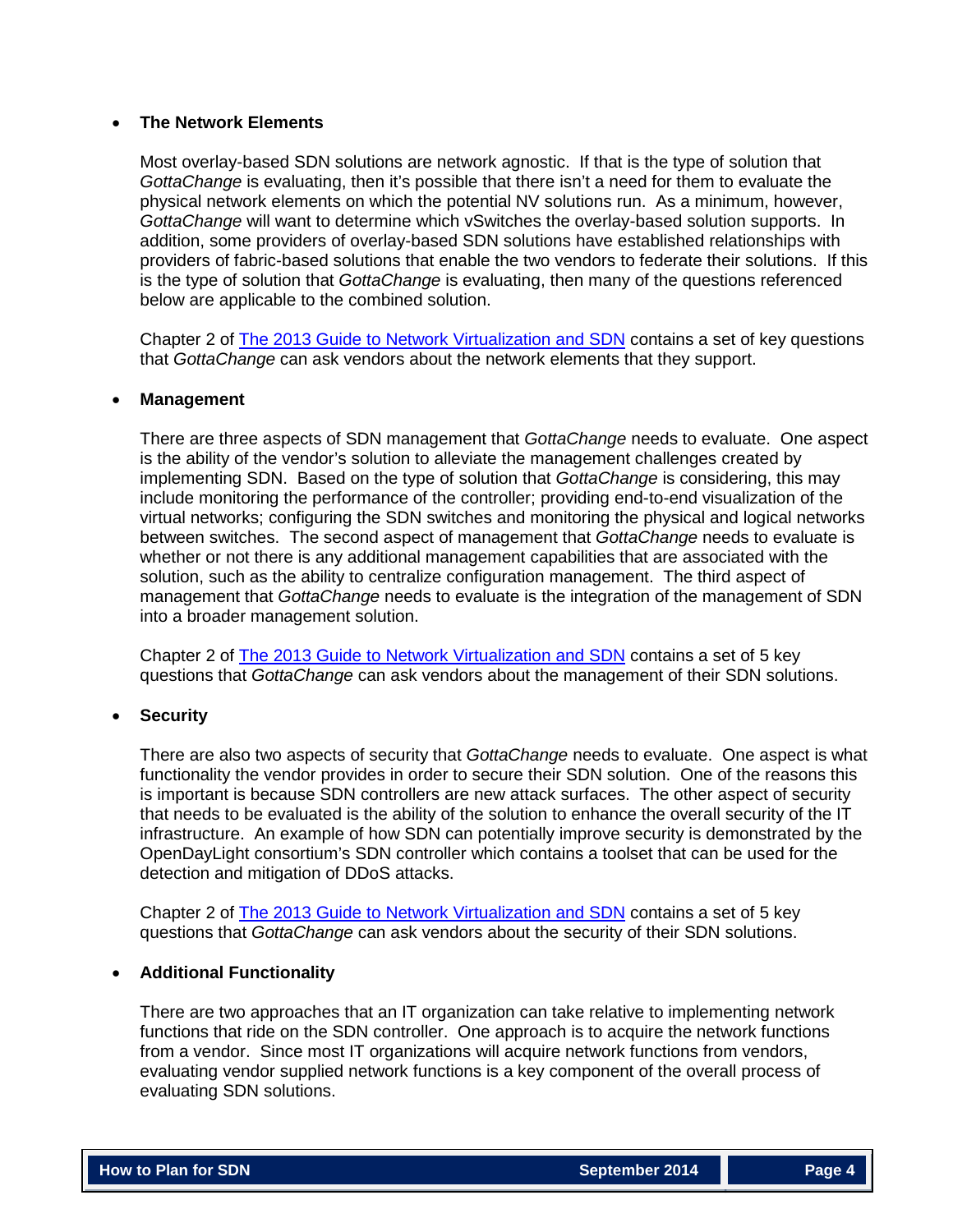- **The Network Elements**

  Most overlay-based SDN solutions are network agnostic. If that is the type of solution that *GottaChange* is evaluating, then it's possible that there isn't a need for them to evaluate the physical network elements on which the potential NV solutions run. As a minimum, however, *GottaChange* will want to determine which vSwitches the overlay-based solution supports. In addition, some providers of overlay-based SDN solutions have established relationships with providers of fabric-based solutions that enable the two vendors to federate their solutions. If this is the type of solution that *GottaChange* is evaluating, then many of the questions referenced below are applicable to the combined solution.

  Chapter 2 of The 2013 Guide to Network Virtualization and SDN contains a set of key questions that *GottaChange* can ask vendors about the network elements that they support.

- **Management**

  There are three aspects of SDN management that *GottaChange* needs to evaluate. One aspect is the ability of the vendor's solution to alleviate the management challenges created by implementing SDN. Based on the type of solution that *GottaChange* is considering, this may include monitoring the performance of the controller; providing end-to-end visualization of the virtual networks; configuring the SDN switches and monitoring the physical and logical networks between switches. The second aspect of management that *GottaChange* needs to evaluate is whether or not there is any additional management capabilities that are associated with the solution, such as the ability to centralize configuration management. The third aspect of management that *GottaChange* needs to evaluate is the integration of the management of SDN into a broader management solution.

  Chapter 2 of The 2013 Guide to Network Virtualization and SDN contains a set of 5 key questions that *GottaChange* can ask vendors about the management of their SDN solutions.

- **Security**

  There are also two aspects of security that *GottaChange* needs to evaluate. One aspect is what functionality the vendor provides in order to secure their SDN solution. One of the reasons this is important is because SDN controllers are new attack surfaces. The other aspect of security that needs to be evaluated is the ability of the solution to enhance the overall security of the IT infrastructure. An example of how SDN can potentially improve security is demonstrated by the OpenDayLight consortium's SDN controller which contains a toolset that can be used for the detection and mitigation of DDoS attacks.

  Chapter 2 of The 2013 Guide to Network Virtualization and SDN contains a set of 5 key questions that *GottaChange* can ask vendors about the security of their SDN solutions.

- **Additional Functionality**

  There are two approaches that an IT organization can take relative to implementing network functions that ride on the SDN controller. One approach is to acquire the network functions from a vendor. Since most IT organizations will acquire network functions from vendors, evaluating vendor supplied network functions is a key component of the overall process of evaluating SDN solutions.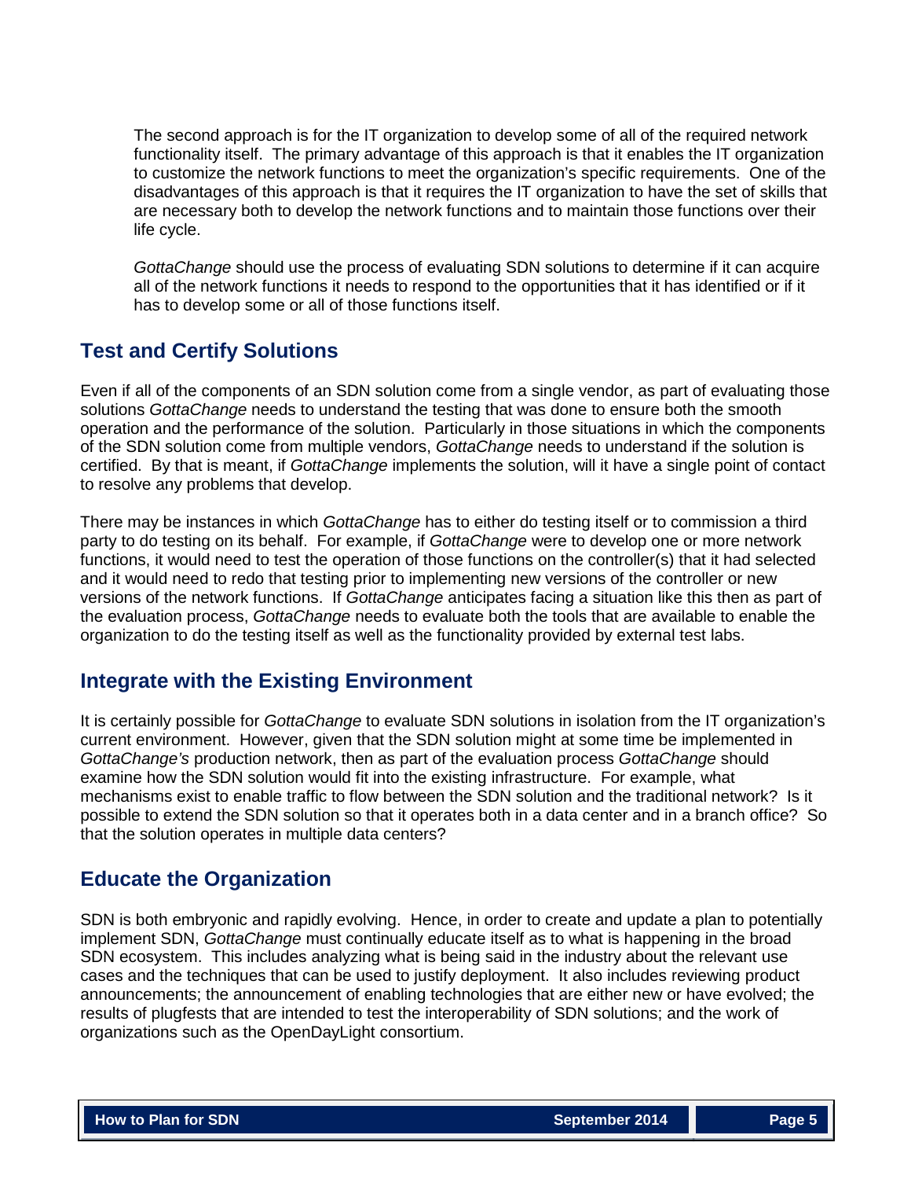The second approach is for the IT organization to develop some of all of the required network functionality itself. The primary advantage of this approach is that it enables the IT organization to customize the network functions to meet the organization's specific requirements. One of the disadvantages of this approach is that it requires the IT organization to have the set of skills that are necessary both to develop the network functions and to maintain those functions over their life cycle.

*GottaChange* should use the process of evaluating SDN solutions to determine if it can acquire all of the network functions it needs to respond to the opportunities that it has identified or if it has to develop some or all of those functions itself.

## Test and Certify Solutions

Even if all of the components of an SDN solution come from a single vendor, as part of evaluating those solutions *GottaChange* needs to understand the testing that was done to ensure both the smooth operation and the performance of the solution. Particularly in those situations in which the components of the SDN solution come from multiple vendors, *GottaChange* needs to understand if the solution is certified. By that is meant, if *GottaChange* implements the solution, will it have a single point of contact to resolve any problems that develop.

There may be instances in which *GottaChange* has to either do testing itself or to commission a third party to do testing on its behalf. For example, if *GottaChange* were to develop one or more network functions, it would need to test the operation of those functions on the controller(s) that it had selected and it would need to redo that testing prior to implementing new versions of the controller or new versions of the network functions. If *GottaChange* anticipates facing a situation like this then as part of the evaluation process, *GottaChange* needs to evaluate both the tools that are available to enable the organization to do the testing itself as well as the functionality provided by external test labs.

## Integrate with the Existing Environment

It is certainly possible for *GottaChange* to evaluate SDN solutions in isolation from the IT organization's current environment. However, given that the SDN solution might at some time be implemented in *GottaChange's* production network, then as part of the evaluation process *GottaChange* should examine how the SDN solution would fit into the existing infrastructure. For example, what mechanisms exist to enable traffic to flow between the SDN solution and the traditional network? Is it possible to extend the SDN solution so that it operates both in a data center and in a branch office? So that the solution operates in multiple data centers?

## Educate the Organization

SDN is both embryonic and rapidly evolving. Hence, in order to create and update a plan to potentially implement SDN, *GottaChange* must continually educate itself as to what is happening in the broad SDN ecosystem. This includes analyzing what is being said in the industry about the relevant use cases and the techniques that can be used to justify deployment. It also includes reviewing product announcements; the announcement of enabling technologies that are either new or have evolved; the results of plugfests that are intended to test the interoperability of SDN solutions; and the work of organizations such as the OpenDayLight consortium.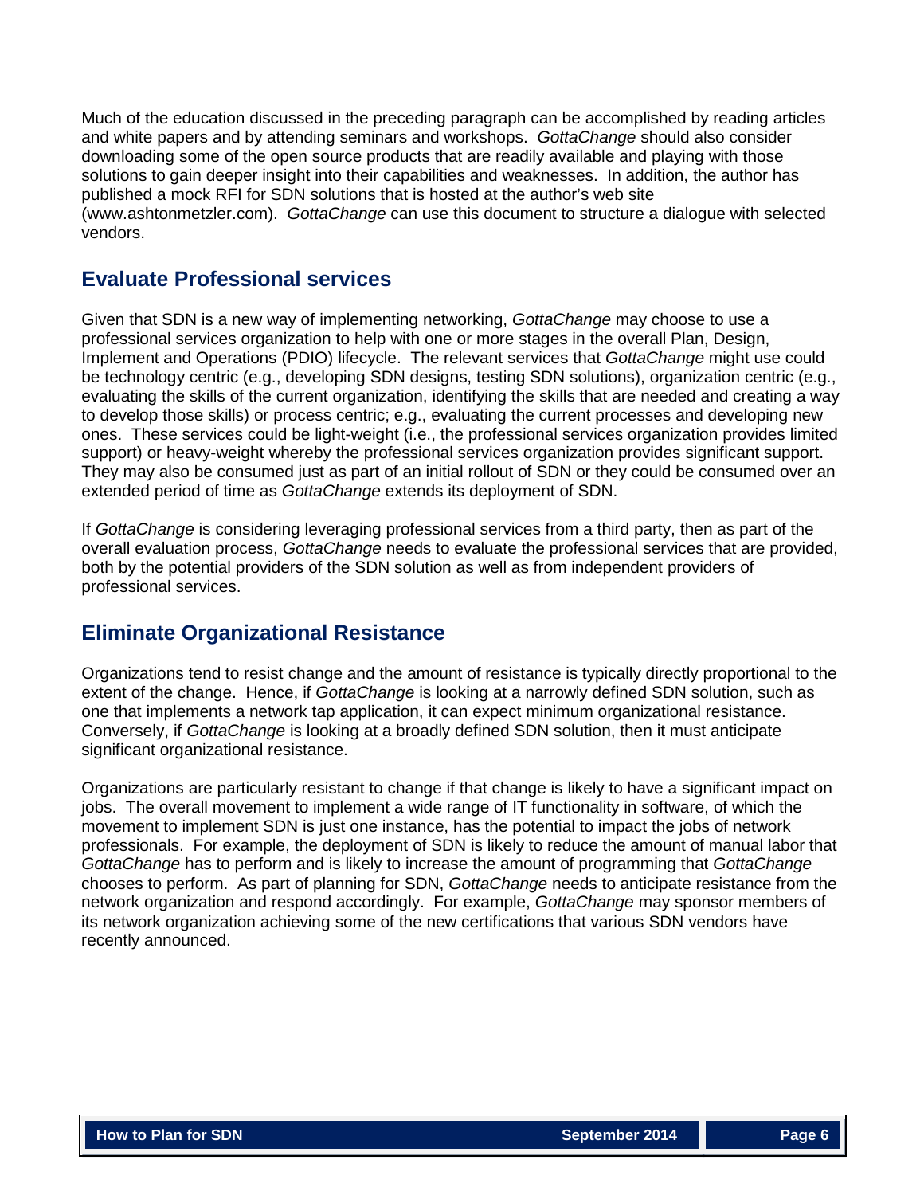Much of the education discussed in the preceding paragraph can be accomplished by reading articles and white papers and by attending seminars and workshops. *GottaChange* should also consider downloading some of the open source products that are readily available and playing with those solutions to gain deeper insight into their capabilities and weaknesses. In addition, the author has published a mock RFI for SDN solutions that is hosted at the author's web site (www.ashtonmetzler.com). *GottaChange* can use this document to structure a dialogue with selected vendors.

## Evaluate Professional services

Given that SDN is a new way of implementing networking, *GottaChange* may choose to use a professional services organization to help with one or more stages in the overall Plan, Design, Implement and Operations (PDIO) lifecycle. The relevant services that *GottaChange* might use could be technology centric (e.g., developing SDN designs, testing SDN solutions), organization centric (e.g., evaluating the skills of the current organization, identifying the skills that are needed and creating a way to develop those skills) or process centric; e.g., evaluating the current processes and developing new ones. These services could be light-weight (i.e., the professional services organization provides limited support) or heavy-weight whereby the professional services organization provides significant support. They may also be consumed just as part of an initial rollout of SDN or they could be consumed over an extended period of time as *GottaChange* extends its deployment of SDN.

If *GottaChange* is considering leveraging professional services from a third party, then as part of the overall evaluation process, *GottaChange* needs to evaluate the professional services that are provided, both by the potential providers of the SDN solution as well as from independent providers of professional services.

## Eliminate Organizational Resistance

Organizations tend to resist change and the amount of resistance is typically directly proportional to the extent of the change. Hence, if *GottaChange* is looking at a narrowly defined SDN solution, such as one that implements a network tap application, it can expect minimum organizational resistance. Conversely, if *GottaChange* is looking at a broadly defined SDN solution, then it must anticipate significant organizational resistance.

Organizations are particularly resistant to change if that change is likely to have a significant impact on jobs. The overall movement to implement a wide range of IT functionality in software, of which the movement to implement SDN is just one instance, has the potential to impact the jobs of network professionals. For example, the deployment of SDN is likely to reduce the amount of manual labor that *GottaChange* has to perform and is likely to increase the amount of programming that *GottaChange* chooses to perform. As part of planning for SDN, *GottaChange* needs to anticipate resistance from the network organization and respond accordingly. For example, *GottaChange* may sponsor members of its network organization achieving some of the new certifications that various SDN vendors have recently announced.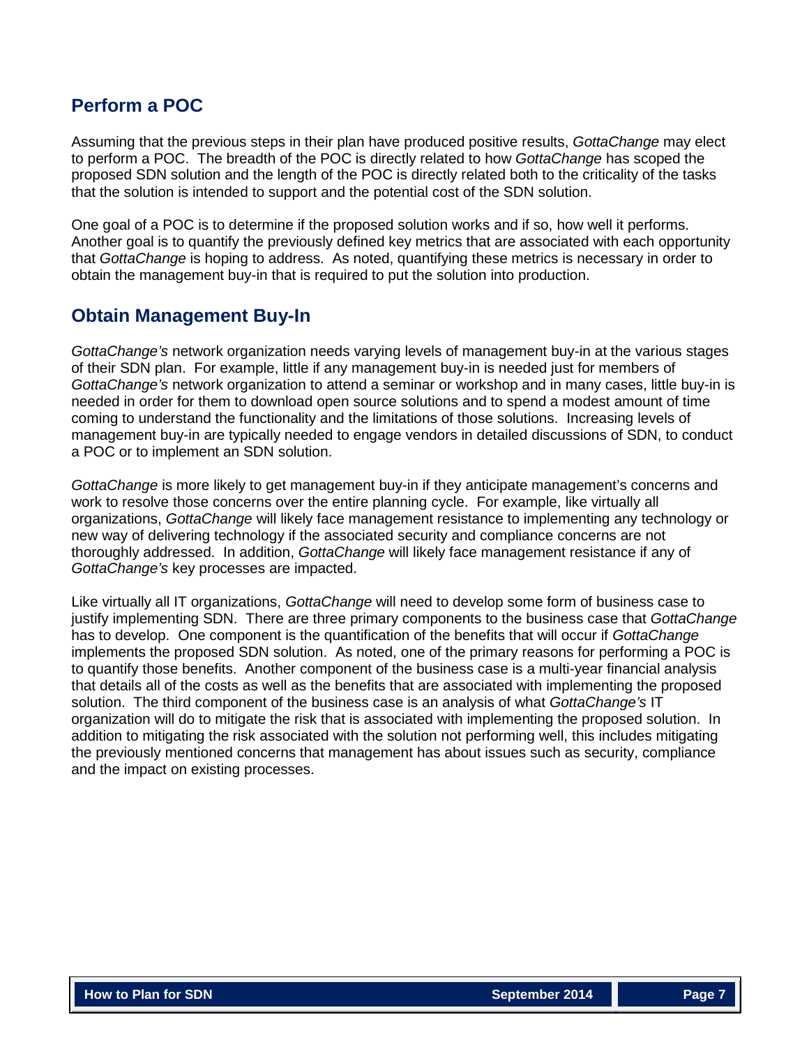## Perform a POC

Assuming that the previous steps in their plan have produced positive results, *GottaChange* may elect to perform a POC. The breadth of the POC is directly related to how *GottaChange* has scoped the proposed SDN solution and the length of the POC is directly related both to the criticality of the tasks that the solution is intended to support and the potential cost of the SDN solution.

One goal of a POC is to determine if the proposed solution works and if so, how well it performs. Another goal is to quantify the previously defined key metrics that are associated with each opportunity that *GottaChange* is hoping to address. As noted, quantifying these metrics is necessary in order to obtain the management buy-in that is required to put the solution into production.

## Obtain Management Buy-In

*GottaChange's* network organization needs varying levels of management buy-in at the various stages of their SDN plan. For example, little if any management buy-in is needed just for members of *GottaChange's* network organization to attend a seminar or workshop and in many cases, little buy-in is needed in order for them to download open source solutions and to spend a modest amount of time coming to understand the functionality and the limitations of those solutions. Increasing levels of management buy-in are typically needed to engage vendors in detailed discussions of SDN, to conduct a POC or to implement an SDN solution.

*GottaChange* is more likely to get management buy-in if they anticipate management's concerns and work to resolve those concerns over the entire planning cycle. For example, like virtually all organizations, *GottaChange* will likely face management resistance to implementing any technology or new way of delivering technology if the associated security and compliance concerns are not thoroughly addressed. In addition, *GottaChange* will likely face management resistance if any of *GottaChange's* key processes are impacted.

Like virtually all IT organizations, *GottaChange* will need to develop some form of business case to justify implementing SDN. There are three primary components to the business case that *GottaChange* has to develop. One component is the quantification of the benefits that will occur if *GottaChange* implements the proposed SDN solution. As noted, one of the primary reasons for performing a POC is to quantify those benefits. Another component of the business case is a multi-year financial analysis that details all of the costs as well as the benefits that are associated with implementing the proposed solution. The third component of the business case is an analysis of what *GottaChange's* IT organization will do to mitigate the risk that is associated with implementing the proposed solution. In addition to mitigating the risk associated with the solution not performing well, this includes mitigating the previously mentioned concerns that management has about issues such as security, compliance and the impact on existing processes.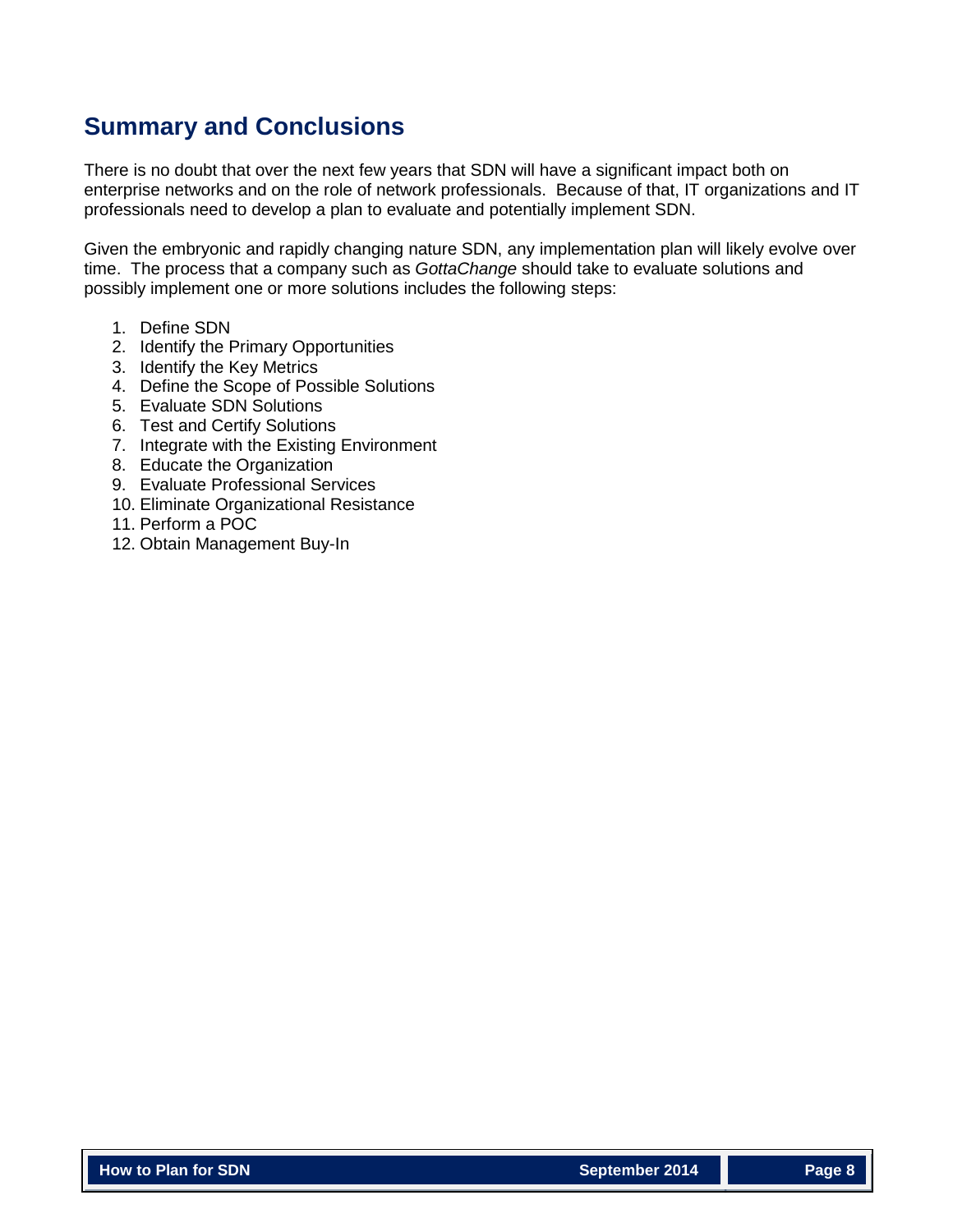## Summary and Conclusions

There is no doubt that over the next few years that SDN will have a significant impact both on enterprise networks and on the role of network professionals. Because of that, IT organizations and IT professionals need to develop a plan to evaluate and potentially implement SDN.

Given the embryonic and rapidly changing nature SDN, any implementation plan will likely evolve over time. The process that a company such as *GottaChange* should take to evaluate solutions and possibly implement one or more solutions includes the following steps:

1. Define SDN
2. Identify the Primary Opportunities
3. Identify the Key Metrics
4. Define the Scope of Possible Solutions
5. Evaluate SDN Solutions
6. Test and Certify Solutions
7. Integrate with the Existing Environment
8. Educate the Organization
9. Evaluate Professional Services
10. Eliminate Organizational Resistance
11. Perform a POC
12. Obtain Management Buy-In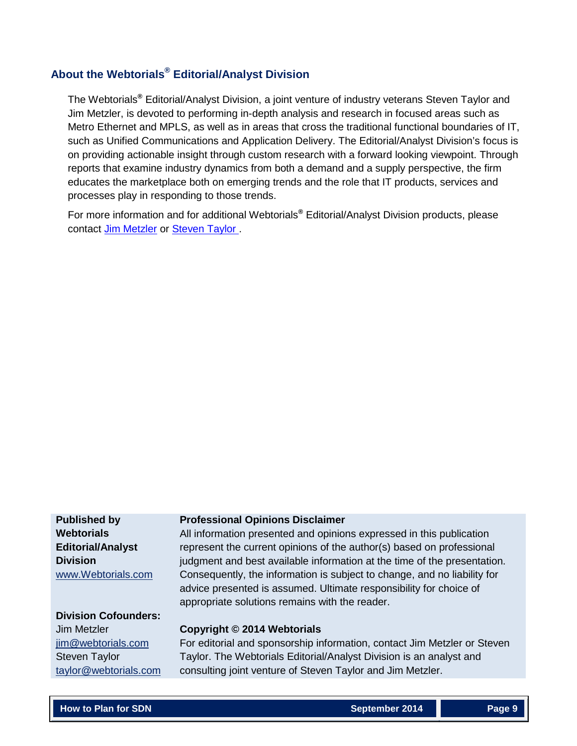## About the Webtorials® Editorial/Analyst Division

The Webtorials® Editorial/Analyst Division, a joint venture of industry veterans Steven Taylor and Jim Metzler, is devoted to performing in-depth analysis and research in focused areas such as Metro Ethernet and MPLS, as well as in areas that cross the traditional functional boundaries of IT, such as Unified Communications and Application Delivery. The Editorial/Analyst Division's focus is on providing actionable insight through custom research with a forward looking viewpoint. Through reports that examine industry dynamics from both a demand and a supply perspective, the firm educates the marketplace both on emerging trends and the role that IT products, services and processes play in responding to those trends.

For more information and for additional Webtorials® Editorial/Analyst Division products, please contact Jim Metzler or Steven Taylor .

| | |
|---|---|
| **Published by Webtorials Editorial/Analyst Division**<br>www.Webtorials.com | **Professional Opinions Disclaimer**<br>All information presented and opinions expressed in this publication represent the current opinions of the author(s) based on professional judgment and best available information at the time of the presentation. Consequently, the information is subject to change, and no liability for advice presented is assumed. Ultimate responsibility for choice of appropriate solutions remains with the reader. |
| **Division Cofounders:**<br>Jim Metzler<br>jim@webtorials.com<br>Steven Taylor<br>taylor@webtorials.com | **Copyright © 2014 Webtorials**<br>For editorial and sponsorship information, contact Jim Metzler or Steven Taylor. The Webtorials Editorial/Analyst Division is an analyst and consulting joint venture of Steven Taylor and Jim Metzler. |